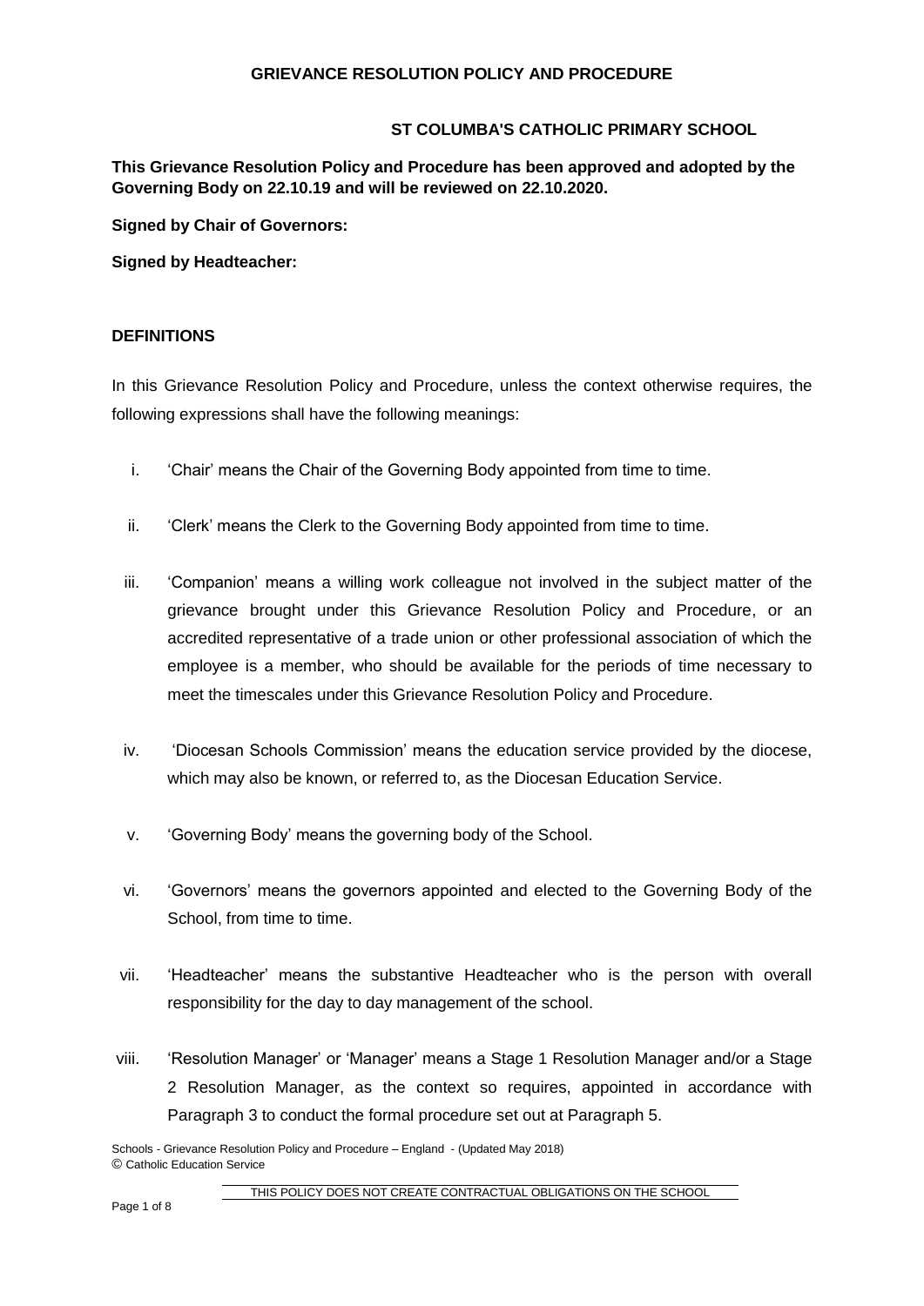**GRIEVANCE RESOLUTION POLICY AND PROCEDURE**

**ST COLUMBA'S CATHOLIC PRIMARY SCHOOL**

**This Grievance Resolution Policy and Procedure has been approved and adopted by the Governing Body on 22.10.19 and will be reviewed on 22.10.2020.**

**Signed by Chair of Governors:**

**Signed by Headteacher:**

## DEFINITIONS

In this Grievance Resolution Policy and Procedure, unless the context otherwise requires, the following expressions shall have the following meanings:

i. 'Chair' means the Chair of the Governing Body appointed from time to time.

ii. 'Clerk' means the Clerk to the Governing Body appointed from time to time.

iii. 'Companion' means a willing work colleague not involved in the subject matter of the grievance brought under this Grievance Resolution Policy and Procedure, or an accredited representative of a trade union or other professional association of which the employee is a member, who should be available for the periods of time necessary to meet the timescales under this Grievance Resolution Policy and Procedure.

iv. 'Diocesan Schools Commission' means the education service provided by the diocese, which may also be known, or referred to, as the Diocesan Education Service.

v. 'Governing Body' means the governing body of the School.

vi. 'Governors' means the governors appointed and elected to the Governing Body of the School, from time to time.

vii. 'Headteacher' means the substantive Headteacher who is the person with overall responsibility for the day to day management of the school.

viii. 'Resolution Manager' or 'Manager' means a Stage 1 Resolution Manager and/or a Stage 2 Resolution Manager, as the context so requires, appointed in accordance with Paragraph 3 to conduct the formal procedure set out at Paragraph 5.

Schools - Grievance Resolution Policy and Procedure – England - (Updated May 2018)
© Catholic Education Service

THIS POLICY DOES NOT CREATE CONTRACTUAL OBLIGATIONS ON THE SCHOOL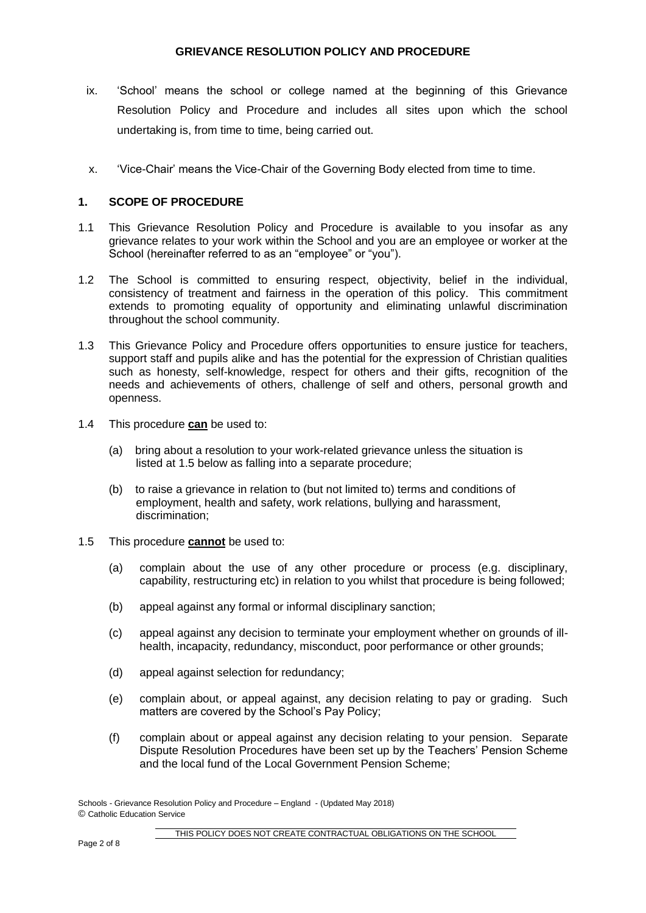ix. 'School' means the school or college named at the beginning of this Grievance Resolution Policy and Procedure and includes all sites upon which the school undertaking is, from time to time, being carried out.

x. 'Vice-Chair' means the Vice-Chair of the Governing Body elected from time to time.

## 1. SCOPE OF PROCEDURE

1.1 This Grievance Resolution Policy and Procedure is available to you insofar as any grievance relates to your work within the School and you are an employee or worker at the School (hereinafter referred to as an "employee" or "you").

1.2 The School is committed to ensuring respect, objectivity, belief in the individual, consistency of treatment and fairness in the operation of this policy. This commitment extends to promoting equality of opportunity and eliminating unlawful discrimination throughout the school community.

1.3 This Grievance Policy and Procedure offers opportunities to ensure justice for teachers, support staff and pupils alike and has the potential for the expression of Christian qualities such as honesty, self-knowledge, respect for others and their gifts, recognition of the needs and achievements of others, challenge of self and others, personal growth and openness.

1.4 This procedure **can** be used to:

(a) bring about a resolution to your work-related grievance unless the situation is listed at 1.5 below as falling into a separate procedure;

(b) to raise a grievance in relation to (but not limited to) terms and conditions of employment, health and safety, work relations, bullying and harassment, discrimination;

1.5 This procedure **cannot** be used to:

(a) complain about the use of any other procedure or process (e.g. disciplinary, capability, restructuring etc) in relation to you whilst that procedure is being followed;

(b) appeal against any formal or informal disciplinary sanction;

(c) appeal against any decision to terminate your employment whether on grounds of ill-health, incapacity, redundancy, misconduct, poor performance or other grounds;

(d) appeal against selection for redundancy;

(e) complain about, or appeal against, any decision relating to pay or grading. Such matters are covered by the School's Pay Policy;

(f) complain about or appeal against any decision relating to your pension. Separate Dispute Resolution Procedures have been set up by the Teachers' Pension Scheme and the local fund of the Local Government Pension Scheme;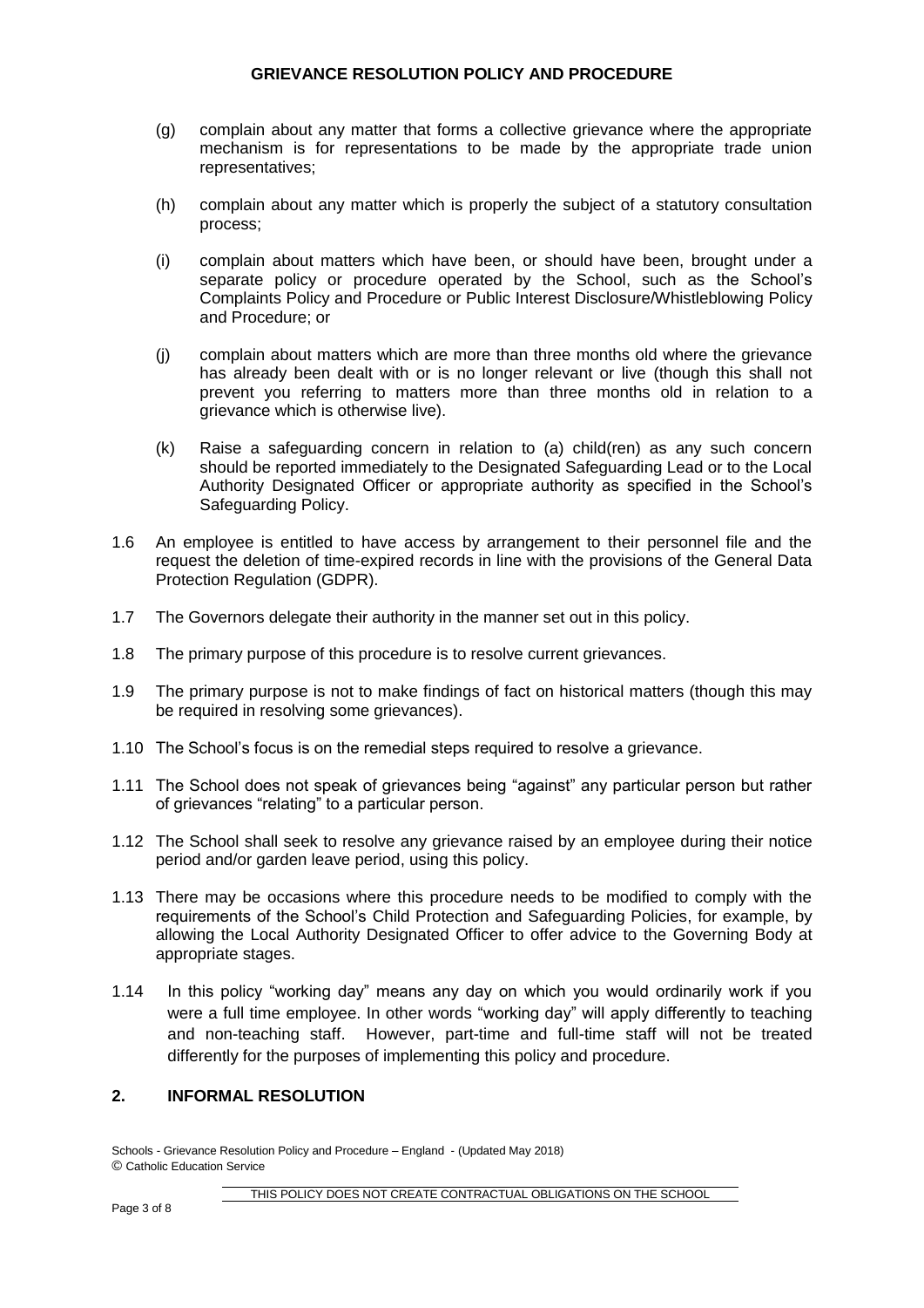(g) complain about any matter that forms a collective grievance where the appropriate mechanism is for representations to be made by the appropriate trade union representatives;

(h) complain about any matter which is properly the subject of a statutory consultation process;

(i) complain about matters which have been, or should have been, brought under a separate policy or procedure operated by the School, such as the School's Complaints Policy and Procedure or Public Interest Disclosure/Whistleblowing Policy and Procedure; or

(j) complain about matters which are more than three months old where the grievance has already been dealt with or is no longer relevant or live (though this shall not prevent you referring to matters more than three months old in relation to a grievance which is otherwise live).

(k) Raise a safeguarding concern in relation to (a) child(ren) as any such concern should be reported immediately to the Designated Safeguarding Lead or to the Local Authority Designated Officer or appropriate authority as specified in the School's Safeguarding Policy.

1.6 An employee is entitled to have access by arrangement to their personnel file and the request the deletion of time-expired records in line with the provisions of the General Data Protection Regulation (GDPR).

1.7 The Governors delegate their authority in the manner set out in this policy.

1.8 The primary purpose of this procedure is to resolve current grievances.

1.9 The primary purpose is not to make findings of fact on historical matters (though this may be required in resolving some grievances).

1.10 The School's focus is on the remedial steps required to resolve a grievance.

1.11 The School does not speak of grievances being "against" any particular person but rather of grievances "relating" to a particular person.

1.12 The School shall seek to resolve any grievance raised by an employee during their notice period and/or garden leave period, using this policy.

1.13 There may be occasions where this procedure needs to be modified to comply with the requirements of the School's Child Protection and Safeguarding Policies, for example, by allowing the Local Authority Designated Officer to offer advice to the Governing Body at appropriate stages.

1.14 In this policy "working day" means any day on which you would ordinarily work if you were a full time employee. In other words "working day" will apply differently to teaching and non-teaching staff. However, part-time and full-time staff will not be treated differently for the purposes of implementing this policy and procedure.

## 2. INFORMAL RESOLUTION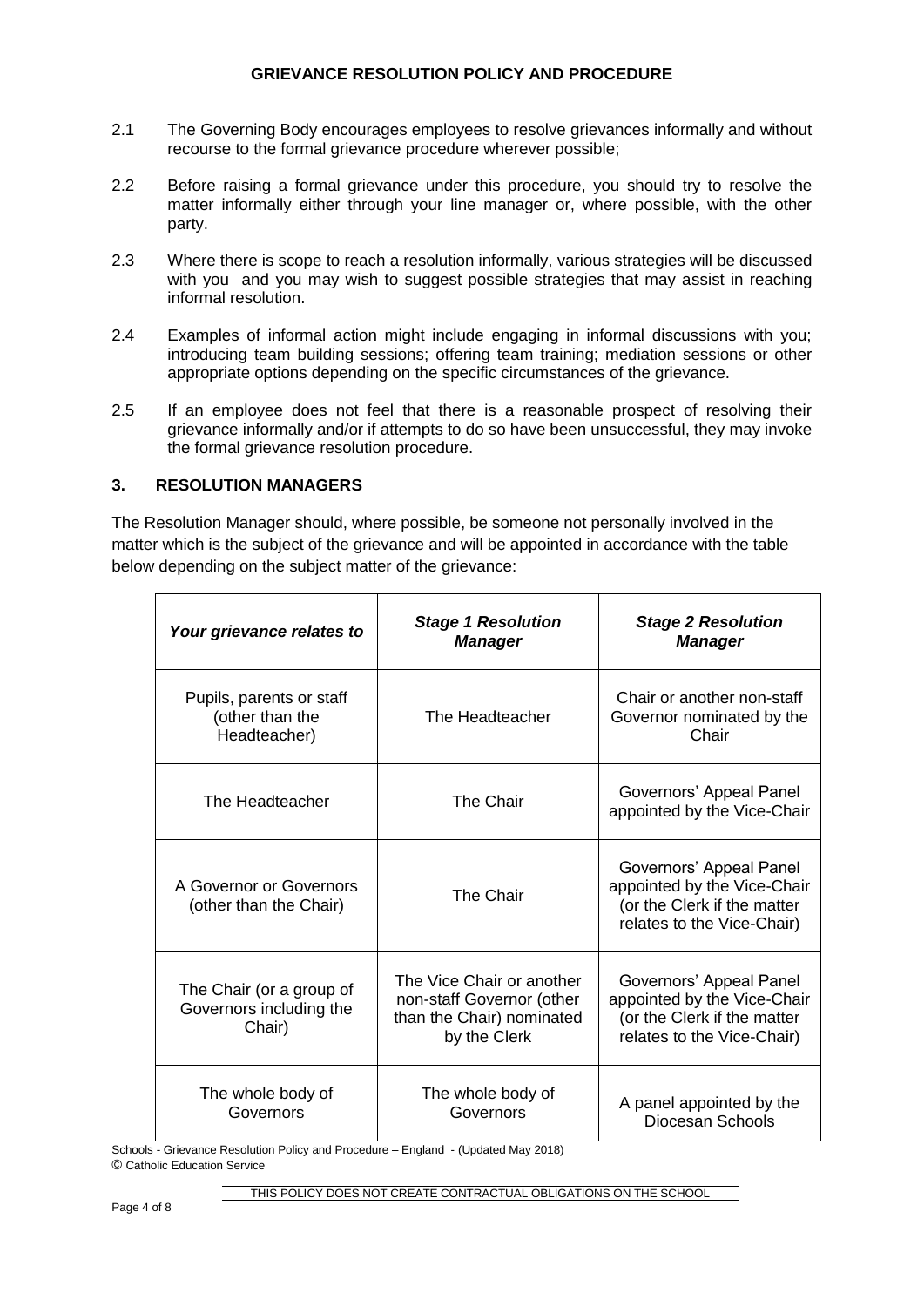2.1 The Governing Body encourages employees to resolve grievances informally and without recourse to the formal grievance procedure wherever possible;

2.2 Before raising a formal grievance under this procedure, you should try to resolve the matter informally either through your line manager or, where possible, with the other party.

2.3 Where there is scope to reach a resolution informally, various strategies will be discussed with you and you may wish to suggest possible strategies that may assist in reaching informal resolution.

2.4 Examples of informal action might include engaging in informal discussions with you; introducing team building sessions; offering team training; mediation sessions or other appropriate options depending on the specific circumstances of the grievance.

2.5 If an employee does not feel that there is a reasonable prospect of resolving their grievance informally and/or if attempts to do so have been unsuccessful, they may invoke the formal grievance resolution procedure.

## 3. RESOLUTION MANAGERS

The Resolution Manager should, where possible, be someone not personally involved in the matter which is the subject of the grievance and will be appointed in accordance with the table below depending on the subject matter of the grievance:

| ***Your grievance relates to*** | ***Stage 1 Resolution Manager*** | ***Stage 2 Resolution Manager*** |
|---|---|---|
| Pupils, parents or staff (other than the Headteacher) | The Headteacher | Chair or another non-staff Governor nominated by the Chair |
| The Headteacher | The Chair | Governors' Appeal Panel appointed by the Vice-Chair |
| A Governor or Governors (other than the Chair) | The Chair | Governors' Appeal Panel appointed by the Vice-Chair (or the Clerk if the matter relates to the Vice-Chair) |
| The Chair (or a group of Governors including the Chair) | The Vice Chair or another non-staff Governor (other than the Chair) nominated by the Clerk | Governors' Appeal Panel appointed by the Vice-Chair (or the Clerk if the matter relates to the Vice-Chair) |
| The whole body of Governors | The whole body of Governors | A panel appointed by the Diocesan Schools |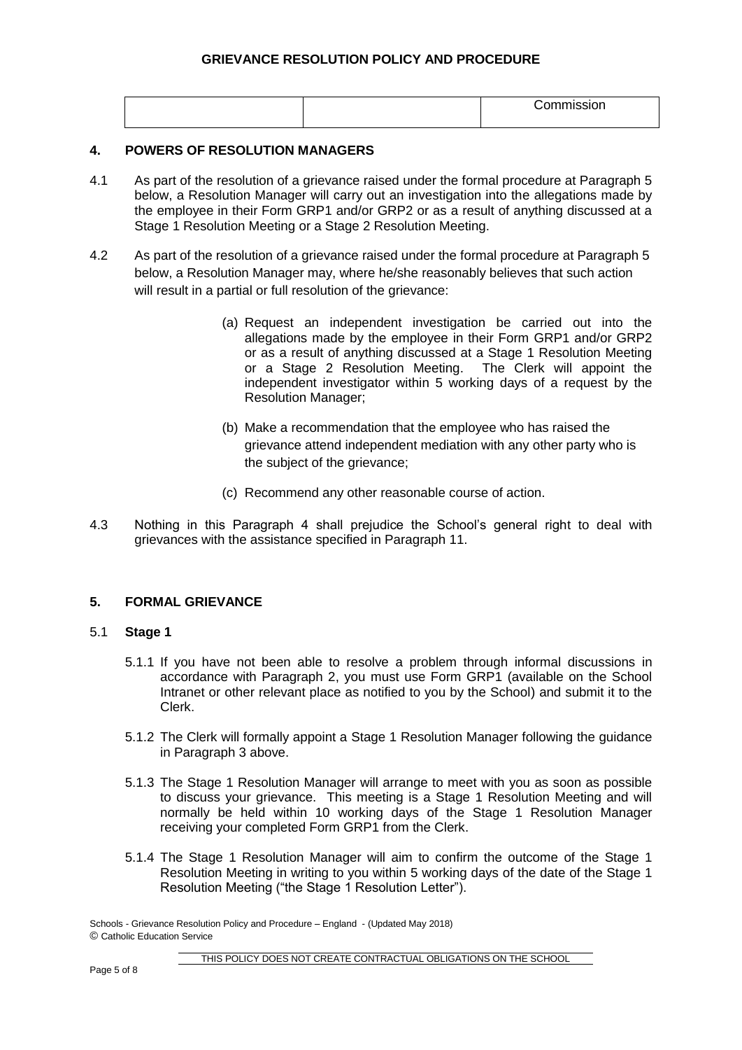|  |  | Commission |
|---|---|---|

## 4. POWERS OF RESOLUTION MANAGERS

4.1 As part of the resolution of a grievance raised under the formal procedure at Paragraph 5 below, a Resolution Manager will carry out an investigation into the allegations made by the employee in their Form GRP1 and/or GRP2 or as a result of anything discussed at a Stage 1 Resolution Meeting or a Stage 2 Resolution Meeting.

4.2 As part of the resolution of a grievance raised under the formal procedure at Paragraph 5 below, a Resolution Manager may, where he/she reasonably believes that such action will result in a partial or full resolution of the grievance:

(a) Request an independent investigation be carried out into the allegations made by the employee in their Form GRP1 and/or GRP2 or as a result of anything discussed at a Stage 1 Resolution Meeting or a Stage 2 Resolution Meeting. The Clerk will appoint the independent investigator within 5 working days of a request by the Resolution Manager;

(b) Make a recommendation that the employee who has raised the grievance attend independent mediation with any other party who is the subject of the grievance;

(c) Recommend any other reasonable course of action.

4.3 Nothing in this Paragraph 4 shall prejudice the School's general right to deal with grievances with the assistance specified in Paragraph 11.

## 5. FORMAL GRIEVANCE

### 5.1 Stage 1

5.1.1 If you have not been able to resolve a problem through informal discussions in accordance with Paragraph 2, you must use Form GRP1 (available on the School Intranet or other relevant place as notified to you by the School) and submit it to the Clerk.

5.1.2 The Clerk will formally appoint a Stage 1 Resolution Manager following the guidance in Paragraph 3 above.

5.1.3 The Stage 1 Resolution Manager will arrange to meet with you as soon as possible to discuss your grievance. This meeting is a Stage 1 Resolution Meeting and will normally be held within 10 working days of the Stage 1 Resolution Manager receiving your completed Form GRP1 from the Clerk.

5.1.4 The Stage 1 Resolution Manager will aim to confirm the outcome of the Stage 1 Resolution Meeting in writing to you within 5 working days of the date of the Stage 1 Resolution Meeting ("the Stage 1 Resolution Letter").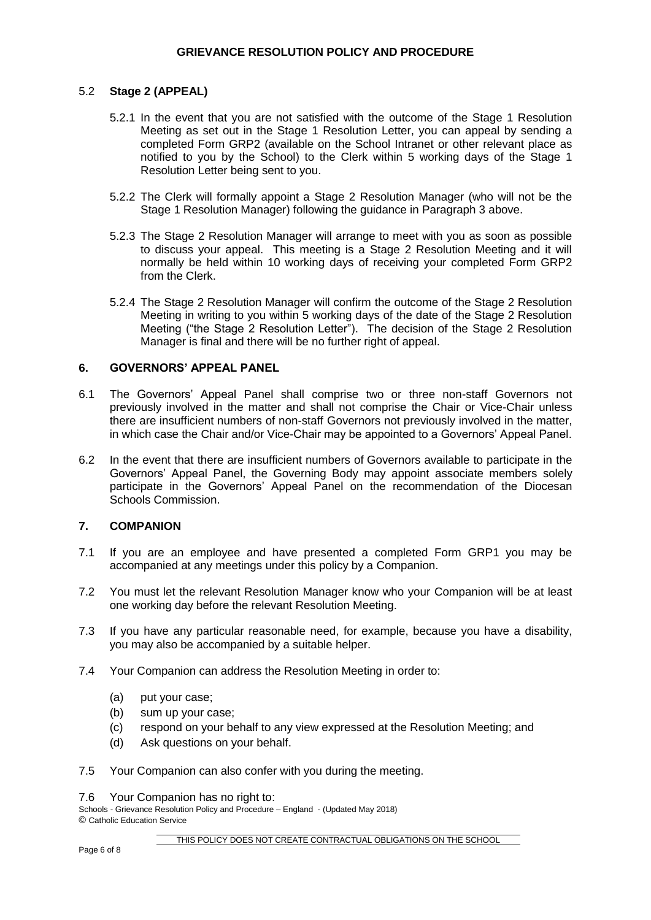### 5.2 **Stage 2 (APPEAL)**

5.2.1 In the event that you are not satisfied with the outcome of the Stage 1 Resolution Meeting as set out in the Stage 1 Resolution Letter, you can appeal by sending a completed Form GRP2 (available on the School Intranet or other relevant place as notified to you by the School) to the Clerk within 5 working days of the Stage 1 Resolution Letter being sent to you.

5.2.2 The Clerk will formally appoint a Stage 2 Resolution Manager (who will not be the Stage 1 Resolution Manager) following the guidance in Paragraph 3 above.

5.2.3 The Stage 2 Resolution Manager will arrange to meet with you as soon as possible to discuss your appeal. This meeting is a Stage 2 Resolution Meeting and it will normally be held within 10 working days of receiving your completed Form GRP2 from the Clerk.

5.2.4 The Stage 2 Resolution Manager will confirm the outcome of the Stage 2 Resolution Meeting in writing to you within 5 working days of the date of the Stage 2 Resolution Meeting ("the Stage 2 Resolution Letter"). The decision of the Stage 2 Resolution Manager is final and there will be no further right of appeal.

## 6. GOVERNORS' APPEAL PANEL

6.1 The Governors' Appeal Panel shall comprise two or three non-staff Governors not previously involved in the matter and shall not comprise the Chair or Vice-Chair unless there are insufficient numbers of non-staff Governors not previously involved in the matter, in which case the Chair and/or Vice-Chair may be appointed to a Governors' Appeal Panel.

6.2 In the event that there are insufficient numbers of Governors available to participate in the Governors' Appeal Panel, the Governing Body may appoint associate members solely participate in the Governors' Appeal Panel on the recommendation of the Diocesan Schools Commission.

## 7. COMPANION

7.1 If you are an employee and have presented a completed Form GRP1 you may be accompanied at any meetings under this policy by a Companion.

7.2 You must let the relevant Resolution Manager know who your Companion will be at least one working day before the relevant Resolution Meeting.

7.3 If you have any particular reasonable need, for example, because you have a disability, you may also be accompanied by a suitable helper.

7.4 Your Companion can address the Resolution Meeting in order to:

- (a) put your case;
- (b) sum up your case;
- (c) respond on your behalf to any view expressed at the Resolution Meeting; and
- (d) Ask questions on your behalf.

7.5 Your Companion can also confer with you during the meeting.

7.6 Your Companion has no right to: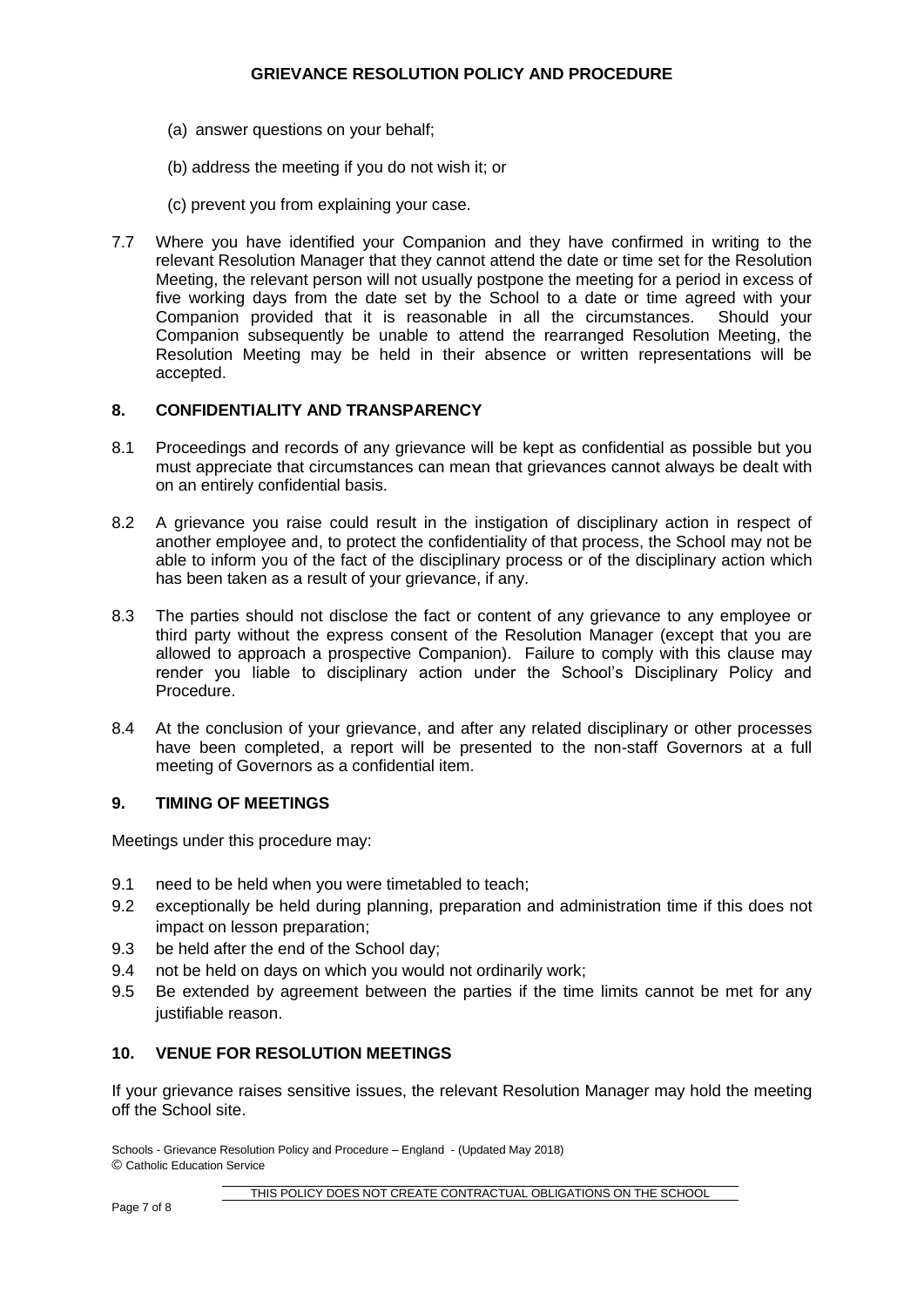(a) answer questions on your behalf;

(b) address the meeting if you do not wish it; or

(c) prevent you from explaining your case.

7.7 Where you have identified your Companion and they have confirmed in writing to the relevant Resolution Manager that they cannot attend the date or time set for the Resolution Meeting, the relevant person will not usually postpone the meeting for a period in excess of five working days from the date set by the School to a date or time agreed with your Companion provided that it is reasonable in all the circumstances. Should your Companion subsequently be unable to attend the rearranged Resolution Meeting, the Resolution Meeting may be held in their absence or written representations will be accepted.

## 8. CONFIDENTIALITY AND TRANSPARENCY

8.1 Proceedings and records of any grievance will be kept as confidential as possible but you must appreciate that circumstances can mean that grievances cannot always be dealt with on an entirely confidential basis.

8.2 A grievance you raise could result in the instigation of disciplinary action in respect of another employee and, to protect the confidentiality of that process, the School may not be able to inform you of the fact of the disciplinary process or of the disciplinary action which has been taken as a result of your grievance, if any.

8.3 The parties should not disclose the fact or content of any grievance to any employee or third party without the express consent of the Resolution Manager (except that you are allowed to approach a prospective Companion). Failure to comply with this clause may render you liable to disciplinary action under the School's Disciplinary Policy and Procedure.

8.4 At the conclusion of your grievance, and after any related disciplinary or other processes have been completed, a report will be presented to the non-staff Governors at a full meeting of Governors as a confidential item.

## 9. TIMING OF MEETINGS

Meetings under this procedure may:

9.1 need to be held when you were timetabled to teach;

9.2 exceptionally be held during planning, preparation and administration time if this does not impact on lesson preparation;

9.3 be held after the end of the School day;

9.4 not be held on days on which you would not ordinarily work;

9.5 Be extended by agreement between the parties if the time limits cannot be met for any justifiable reason.

## 10. VENUE FOR RESOLUTION MEETINGS

If your grievance raises sensitive issues, the relevant Resolution Manager may hold the meeting off the School site.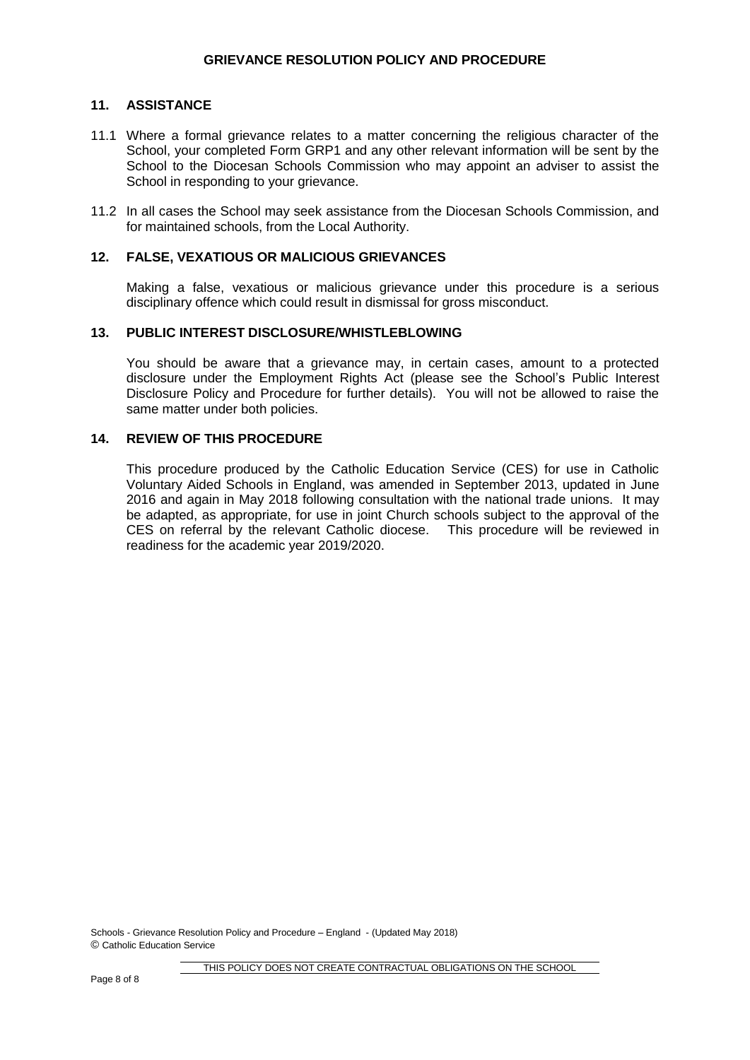## 11. ASSISTANCE

11.1 Where a formal grievance relates to a matter concerning the religious character of the School, your completed Form GRP1 and any other relevant information will be sent by the School to the Diocesan Schools Commission who may appoint an adviser to assist the School in responding to your grievance.

11.2 In all cases the School may seek assistance from the Diocesan Schools Commission, and for maintained schools, from the Local Authority.

## 12. FALSE, VEXATIOUS OR MALICIOUS GRIEVANCES

Making a false, vexatious or malicious grievance under this procedure is a serious disciplinary offence which could result in dismissal for gross misconduct.

## 13. PUBLIC INTEREST DISCLOSURE/WHISTLEBLOWING

You should be aware that a grievance may, in certain cases, amount to a protected disclosure under the Employment Rights Act (please see the School's Public Interest Disclosure Policy and Procedure for further details). You will not be allowed to raise the same matter under both policies.

## 14. REVIEW OF THIS PROCEDURE

This procedure produced by the Catholic Education Service (CES) for use in Catholic Voluntary Aided Schools in England, was amended in September 2013, updated in June 2016 and again in May 2018 following consultation with the national trade unions. It may be adapted, as appropriate, for use in joint Church schools subject to the approval of the CES on referral by the relevant Catholic diocese. This procedure will be reviewed in readiness for the academic year 2019/2020.